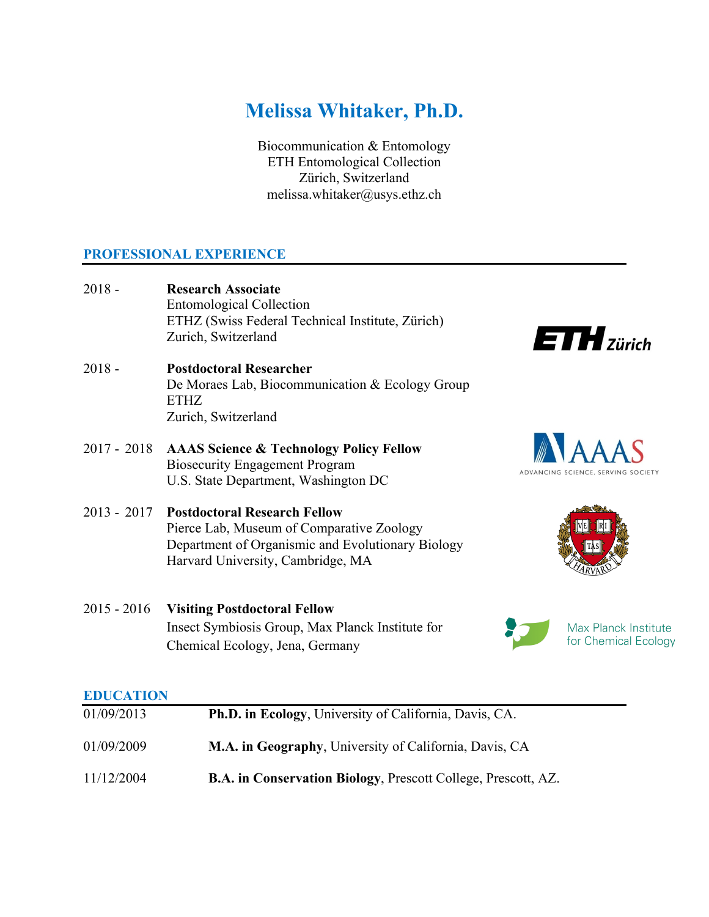# Melissa Whitaker, Ph.D.

Biocommunication & Entomology
ETH Entomological Collection
Zürich, Switzerland
melissa.whitaker@usys.ethz.ch

## PROFESSIONAL EXPERIENCE

2018 - **Research Associate**
Entomological Collection
ETHZ (Swiss Federal Technical Institute, Zürich)
Zurich, Switzerland

2018 - **Postdoctoral Researcher**
De Moraes Lab, Biocommunication & Ecology Group
ETHZ
Zurich, Switzerland

2017 - 2018 **AAAS Science & Technology Policy Fellow**
Biosecurity Engagement Program
U.S. State Department, Washington DC

2013 - 2017 **Postdoctoral Research Fellow**
Pierce Lab, Museum of Comparative Zoology
Department of Organismic and Evolutionary Biology
Harvard University, Cambridge, MA

2015 - 2016 **Visiting Postdoctoral Fellow**
Insect Symbiosis Group, Max Planck Institute for Chemical Ecology, Jena, Germany

## EDUCATION

| | |
|---|---|
| 01/09/2013 | **Ph.D. in Ecology**, University of California, Davis, CA. |
| 01/09/2009 | **M.A. in Geography**, University of California, Davis, CA |
| 11/12/2004 | **B.A. in Conservation Biology**, Prescott College, Prescott, AZ. |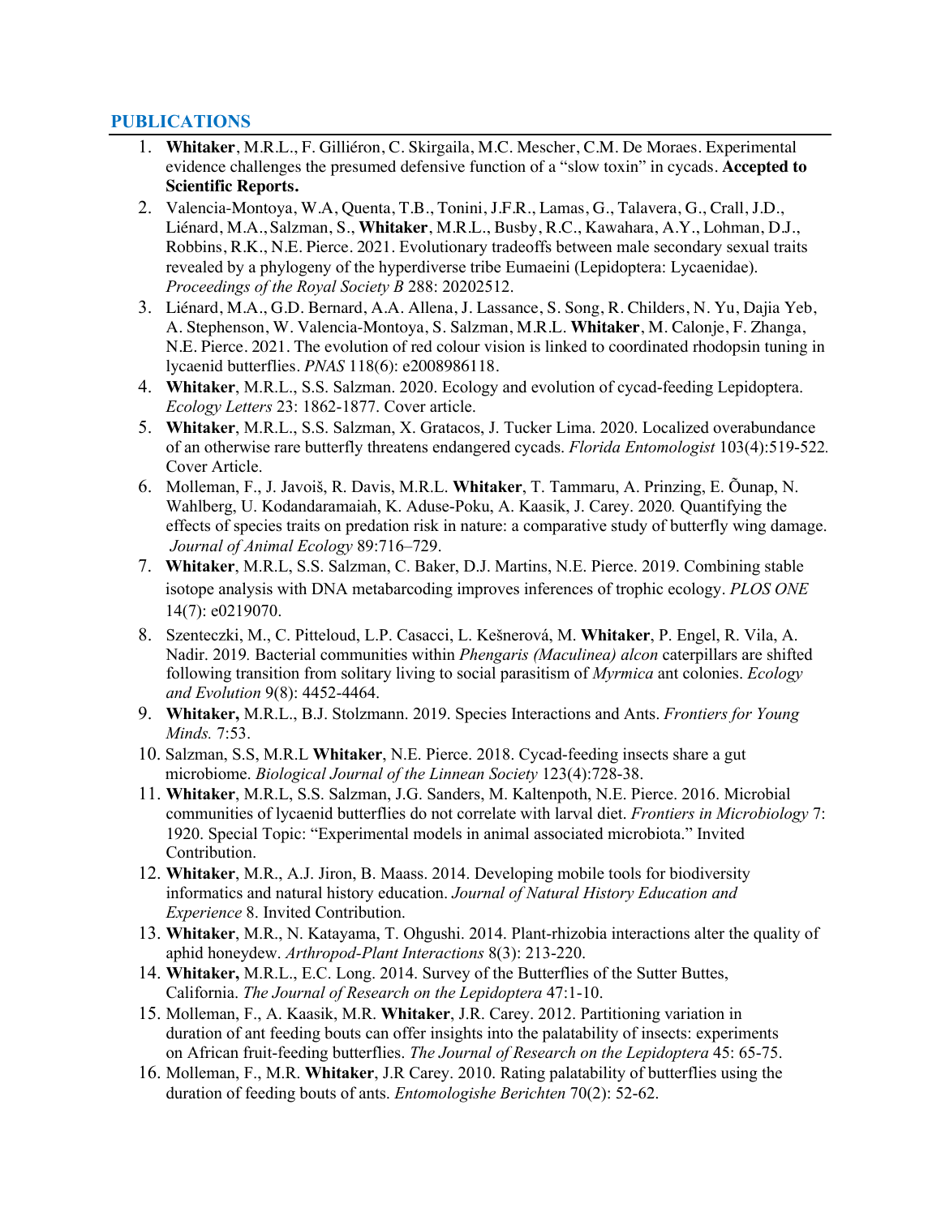## PUBLICATIONS

1. **Whitaker**, M.R.L., F. Gilliéron, C. Skirgaila, M.C. Mescher, C.M. De Moraes. Experimental evidence challenges the presumed defensive function of a "slow toxin" in cycads. **Accepted to Scientific Reports.**
2. Valencia-Montoya, W.A, Quenta, T.B., Tonini, J.F.R., Lamas, G., Talavera, G., Crall, J.D., Liénard, M.A., Salzman, S., **Whitaker**, M.R.L., Busby, R.C., Kawahara, A.Y., Lohman, D.J., Robbins, R.K., N.E. Pierce. 2021. Evolutionary tradeoffs between male secondary sexual traits revealed by a phylogeny of the hyperdiverse tribe Eumaeini (Lepidoptera: Lycaenidae). *Proceedings of the Royal Society B* 288: 20202512.
3. Liénard, M.A., G.D. Bernard, A.A. Allena, J. Lassance, S. Song, R. Childers, N. Yu, Dajia Yeb, A. Stephenson, W. Valencia-Montoya, S. Salzman, M.R.L. **Whitaker**, M. Calonje, F. Zhanga, N.E. Pierce. 2021. The evolution of red colour vision is linked to coordinated rhodopsin tuning in lycaenid butterflies. *PNAS* 118(6): e2008986118.
4. **Whitaker**, M.R.L., S.S. Salzman. 2020. Ecology and evolution of cycad-feeding Lepidoptera. *Ecology Letters* 23: 1862-1877. Cover article.
5. **Whitaker**, M.R.L., S.S. Salzman, X. Gratacos, J. Tucker Lima. 2020. Localized overabundance of an otherwise rare butterfly threatens endangered cycads. *Florida Entomologist* 103(4):519-522*.* Cover Article.
6. Molleman, F., J. Javoiš, R. Davis, M.R.L. **Whitaker**, T. Tammaru, A. Prinzing, E. Õunap, N. Wahlberg, U. Kodandaramaiah, K. Aduse-Poku, A. Kaasik, J. Carey. 2020*.* Quantifying the effects of species traits on predation risk in nature: a comparative study of butterfly wing damage. *Journal of Animal Ecology* 89:716–729.
7. **Whitaker**, M.R.L, S.S. Salzman, C. Baker, D.J. Martins, N.E. Pierce. 2019. Combining stable isotope analysis with DNA metabarcoding improves inferences of trophic ecology. *PLOS ONE* 14(7): e0219070.
8. Szenteczki, M., C. Pitteloud, L.P. Casacci, L. Kešnerová, M. **Whitaker**, P. Engel, R. Vila, A. Nadir. 2019*.* Bacterial communities within *Phengaris (Maculinea) alcon* caterpillars are shifted following transition from solitary living to social parasitism of *Myrmica* ant colonies. *Ecology and Evolution* 9(8): 4452-4464.
9. **Whitaker,** M.R.L., B.J. Stolzmann. 2019. Species Interactions and Ants. *Frontiers for Young Minds.* 7:53.
10. Salzman, S.S, M.R.L **Whitaker**, N.E. Pierce. 2018. Cycad-feeding insects share a gut microbiome. *Biological Journal of the Linnean Society* 123(4):728-38.
11. **Whitaker**, M.R.L, S.S. Salzman, J.G. Sanders, M. Kaltenpoth, N.E. Pierce. 2016. Microbial communities of lycaenid butterflies do not correlate with larval diet. *Frontiers in Microbiology* 7: 1920. Special Topic: "Experimental models in animal associated microbiota." Invited Contribution.
12. **Whitaker**, M.R., A.J. Jiron, B. Maass. 2014. Developing mobile tools for biodiversity informatics and natural history education. *Journal of Natural History Education and Experience* 8. Invited Contribution.
13. **Whitaker**, M.R., N. Katayama, T. Ohgushi. 2014. Plant-rhizobia interactions alter the quality of aphid honeydew. *Arthropod-Plant Interactions* 8(3): 213-220.
14. **Whitaker,** M.R.L., E.C. Long. 2014. Survey of the Butterflies of the Sutter Buttes, California. *The Journal of Research on the Lepidoptera* 47:1-10.
15. Molleman, F., A. Kaasik, M.R. **Whitaker**, J.R. Carey. 2012. Partitioning variation in duration of ant feeding bouts can offer insights into the palatability of insects: experiments on African fruit-feeding butterflies. *The Journal of Research on the Lepidoptera* 45: 65-75.
16. Molleman, F., M.R. **Whitaker**, J.R Carey. 2010. Rating palatability of butterflies using the duration of feeding bouts of ants. *Entomologishe Berichten* 70(2): 52-62.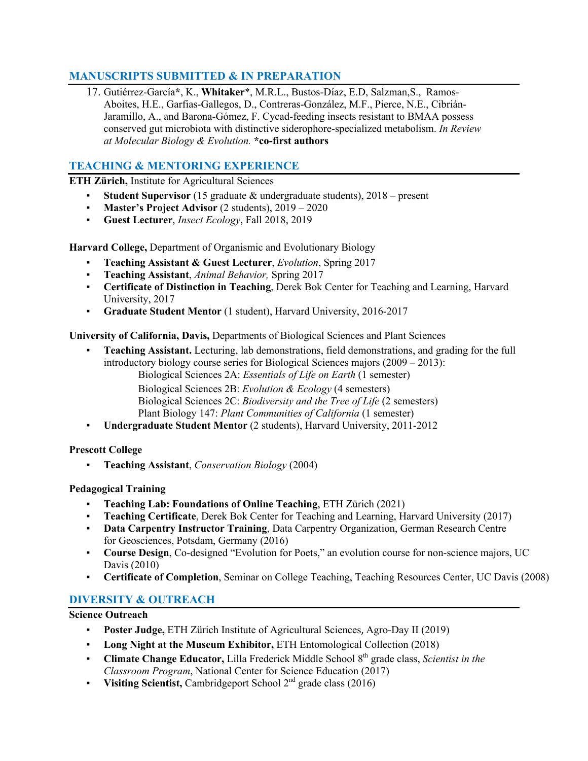## MANUSCRIPTS SUBMITTED & IN PREPARATION

17. Gutiérrez-García*, K., **Whitaker***, M.R.L., Bustos-Díaz, E.D, Salzman,S., Ramos-Aboites, H.E., Garfias-Gallegos, D., Contreras-González, M.F., Pierce, N.E., Cibrián-Jaramillo, A., and Barona-Gómez, F. Cycad-feeding insects resistant to BMAA possess conserved gut microbiota with distinctive siderophore-specialized metabolism. *In Review at Molecular Biology & Evolution.* **\*co-first authors**

## TEACHING & MENTORING EXPERIENCE

**ETH Zürich,** Institute for Agricultural Sciences

- **Student Supervisor** (15 graduate & undergraduate students), 2018 – present
- **Master's Project Advisor** (2 students), 2019 – 2020
- **Guest Lecturer**, *Insect Ecology*, Fall 2018, 2019

**Harvard College,** Department of Organismic and Evolutionary Biology

- **Teaching Assistant & Guest Lecturer**, *Evolution*, Spring 2017
- **Teaching Assistant**, *Animal Behavior,* Spring 2017
- **Certificate of Distinction in Teaching**, Derek Bok Center for Teaching and Learning, Harvard University, 2017
- **Graduate Student Mentor** (1 student), Harvard University, 2016-2017

**University of California, Davis,** Departments of Biological Sciences and Plant Sciences

- **Teaching Assistant.** Lecturing, lab demonstrations, field demonstrations, and grading for the full introductory biology course series for Biological Sciences majors (2009 – 2013):
  - Biological Sciences 2A: *Essentials of Life on Earth* (1 semester)
  - Biological Sciences 2B: *Evolution & Ecology* (4 semesters)
  - Biological Sciences 2C: *Biodiversity and the Tree of Life* (2 semesters)
  - Plant Biology 147: *Plant Communities of California* (1 semester)
- **Undergraduate Student Mentor** (2 students), Harvard University, 2011-2012

**Prescott College**

- **Teaching Assistant**, *Conservation Biology* (2004)

**Pedagogical Training**

- **Teaching Lab: Foundations of Online Teaching**, ETH Zürich (2021)
- **Teaching Certificate**, Derek Bok Center for Teaching and Learning, Harvard University (2017)
- **Data Carpentry Instructor Training**, Data Carpentry Organization, German Research Centre for Geosciences, Potsdam, Germany (2016)
- **Course Design**, Co-designed "Evolution for Poets," an evolution course for non-science majors, UC Davis (2010)
- **Certificate of Completion**, Seminar on College Teaching, Teaching Resources Center, UC Davis (2008)

## DIVERSITY & OUTREACH

**Science Outreach**

- **Poster Judge,** ETH Zürich Institute of Agricultural Sciences, Agro-Day II (2019)
- **Long Night at the Museum Exhibitor,** ETH Entomological Collection (2018)
- **Climate Change Educator,** Lilla Frederick Middle School 8th grade class, *Scientist in the Classroom Program*, National Center for Science Education (2017)
- **Visiting Scientist,** Cambridgeport School 2nd grade class (2016)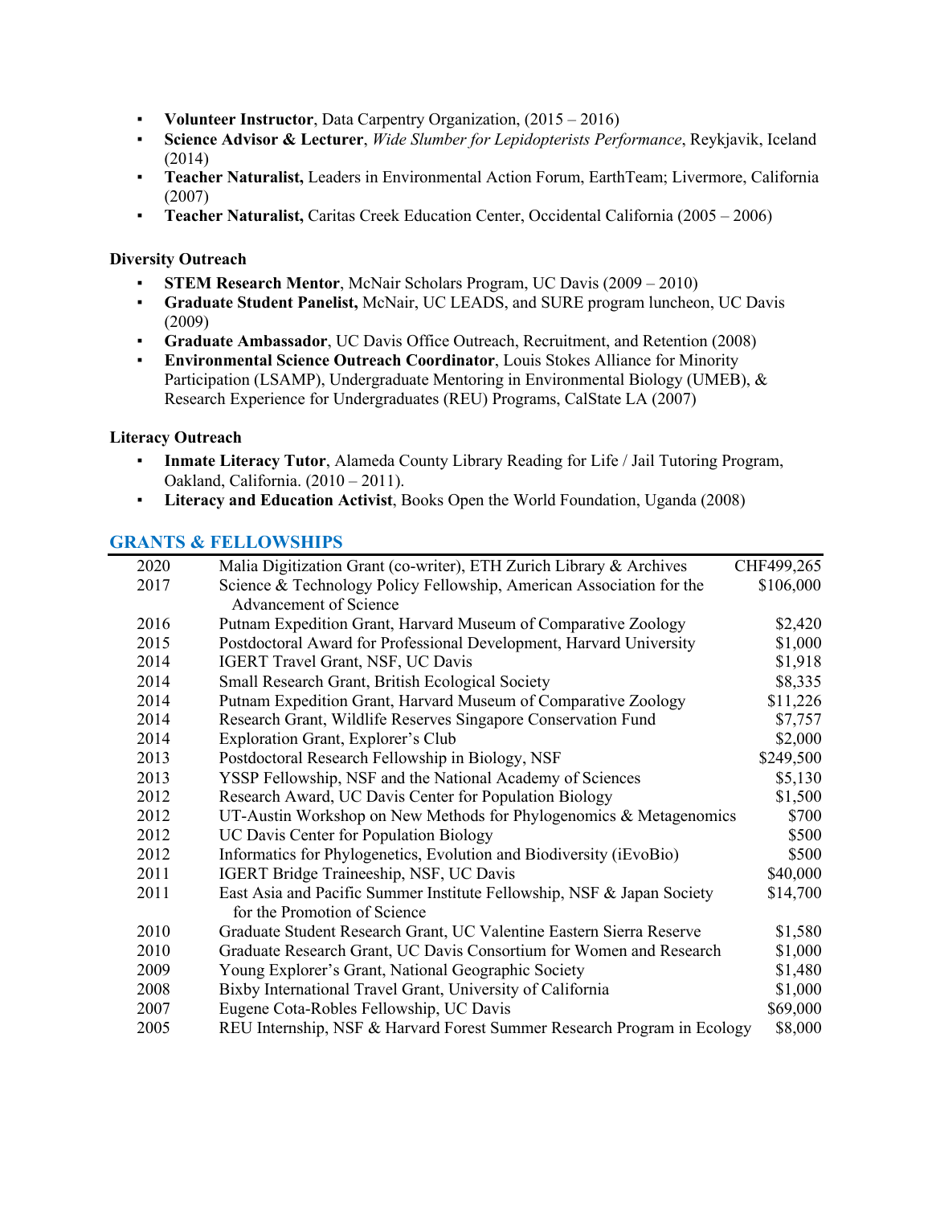- **Volunteer Instructor**, Data Carpentry Organization, (2015 – 2016)
- **Science Advisor & Lecturer**, *Wide Slumber for Lepidopterists Performance*, Reykjavik, Iceland (2014)
- **Teacher Naturalist,** Leaders in Environmental Action Forum, EarthTeam; Livermore, California (2007)
- **Teacher Naturalist,** Caritas Creek Education Center, Occidental California (2005 – 2006)

**Diversity Outreach**

- **STEM Research Mentor**, McNair Scholars Program, UC Davis (2009 – 2010)
- **Graduate Student Panelist,** McNair, UC LEADS, and SURE program luncheon, UC Davis (2009)
- **Graduate Ambassador**, UC Davis Office Outreach, Recruitment, and Retention (2008)
- **Environmental Science Outreach Coordinator**, Louis Stokes Alliance for Minority Participation (LSAMP), Undergraduate Mentoring in Environmental Biology (UMEB), & Research Experience for Undergraduates (REU) Programs, CalState LA (2007)

**Literacy Outreach**

- **Inmate Literacy Tutor**, Alameda County Library Reading for Life / Jail Tutoring Program, Oakland, California. (2010 – 2011).
- **Literacy and Education Activist**, Books Open the World Foundation, Uganda (2008)

## GRANTS & FELLOWSHIPS

| | | |
|---|---|---|
| 2020 | Malia Digitization Grant (co-writer), ETH Zurich Library & Archives | CHF499,265 |
| 2017 | Science & Technology Policy Fellowship, American Association for the Advancement of Science | $106,000 |
| 2016 | Putnam Expedition Grant, Harvard Museum of Comparative Zoology | $2,420 |
| 2015 | Postdoctoral Award for Professional Development, Harvard University | $1,000 |
| 2014 | IGERT Travel Grant, NSF, UC Davis | $1,918 |
| 2014 | Small Research Grant, British Ecological Society | $8,335 |
| 2014 | Putnam Expedition Grant, Harvard Museum of Comparative Zoology | $11,226 |
| 2014 | Research Grant, Wildlife Reserves Singapore Conservation Fund | $7,757 |
| 2014 | Exploration Grant, Explorer's Club | $2,000 |
| 2013 | Postdoctoral Research Fellowship in Biology, NSF | $249,500 |
| 2013 | YSSP Fellowship, NSF and the National Academy of Sciences | $5,130 |
| 2012 | Research Award, UC Davis Center for Population Biology | $1,500 |
| 2012 | UT-Austin Workshop on New Methods for Phylogenomics & Metagenomics | $700 |
| 2012 | UC Davis Center for Population Biology | $500 |
| 2012 | Informatics for Phylogenetics, Evolution and Biodiversity (iEvoBio) | $500 |
| 2011 | IGERT Bridge Traineeship, NSF, UC Davis | $40,000 |
| 2011 | East Asia and Pacific Summer Institute Fellowship, NSF & Japan Society for the Promotion of Science | $14,700 |
| 2010 | Graduate Student Research Grant, UC Valentine Eastern Sierra Reserve | $1,580 |
| 2010 | Graduate Research Grant, UC Davis Consortium for Women and Research | $1,000 |
| 2009 | Young Explorer's Grant, National Geographic Society | $1,480 |
| 2008 | Bixby International Travel Grant, University of California | $1,000 |
| 2007 | Eugene Cota-Robles Fellowship, UC Davis | $69,000 |
| 2005 | REU Internship, NSF & Harvard Forest Summer Research Program in Ecology | $8,000 |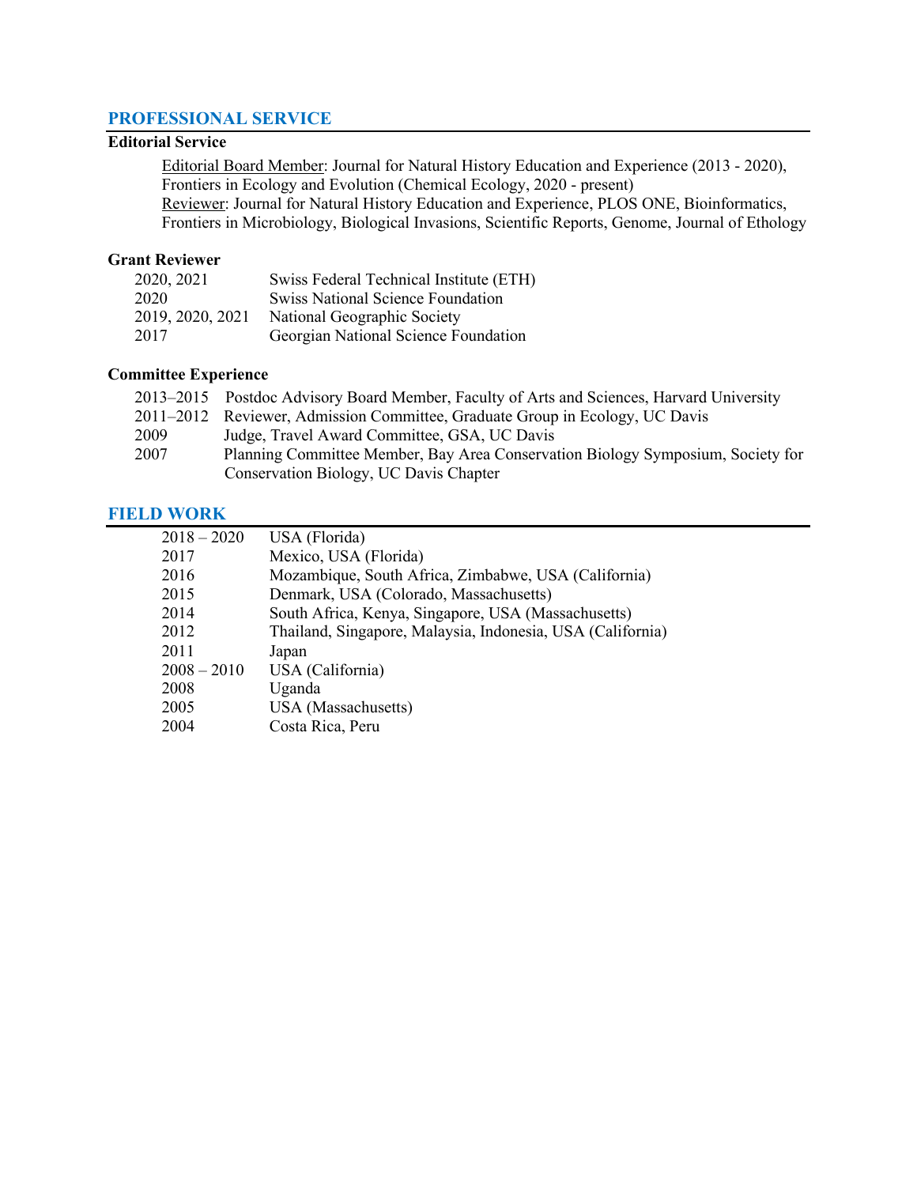## PROFESSIONAL SERVICE

**Editorial Service**

Editorial Board Member: Journal for Natural History Education and Experience (2013 - 2020), Frontiers in Ecology and Evolution (Chemical Ecology, 2020 - present)
Reviewer: Journal for Natural History Education and Experience, PLOS ONE, Bioinformatics, Frontiers in Microbiology, Biological Invasions, Scientific Reports, Genome, Journal of Ethology

**Grant Reviewer**

| | |
|---|---|
| 2020, 2021 | Swiss Federal Technical Institute (ETH) |
| 2020 | Swiss National Science Foundation |
| 2019, 2020, 2021 | National Geographic Society |
| 2017 | Georgian National Science Foundation |

**Committee Experience**

| | |
|---|---|
| 2013–2015 | Postdoc Advisory Board Member, Faculty of Arts and Sciences, Harvard University |
| 2011–2012 | Reviewer, Admission Committee, Graduate Group in Ecology, UC Davis |
| 2009 | Judge, Travel Award Committee, GSA, UC Davis |
| 2007 | Planning Committee Member, Bay Area Conservation Biology Symposium, Society for Conservation Biology, UC Davis Chapter |

## FIELD WORK

| | |
|---|---|
| 2018 – 2020 | USA (Florida) |
| 2017 | Mexico, USA (Florida) |
| 2016 | Mozambique, South Africa, Zimbabwe, USA (California) |
| 2015 | Denmark, USA (Colorado, Massachusetts) |
| 2014 | South Africa, Kenya, Singapore, USA (Massachusetts) |
| 2012 | Thailand, Singapore, Malaysia, Indonesia, USA (California) |
| 2011 | Japan |
| 2008 – 2010 | USA (California) |
| 2008 | Uganda |
| 2005 | USA (Massachusetts) |
| 2004 | Costa Rica, Peru |